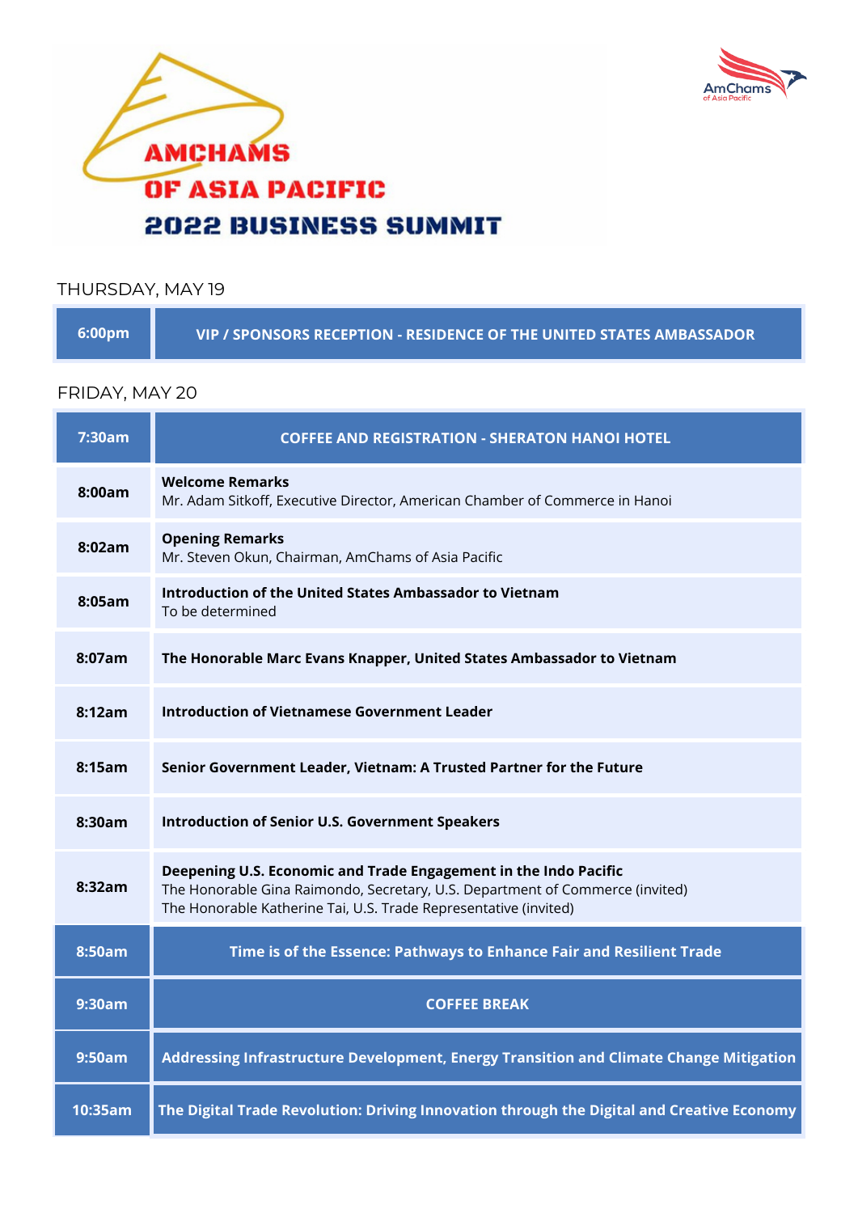# AMCHAMS OF ASIA PACIFIC 2022 BUSINESS SUMMIT

AmChams of Asia Pacific

## THURSDAY, MAY 19

| Time | Event |
|---|---|
| 6:00pm | VIP / SPONSORS RECEPTION - RESIDENCE OF THE UNITED STATES AMBASSADOR |

## FRIDAY, MAY 20

| Time | Event |
|---|---|
| 7:30am | COFFEE AND REGISTRATION - SHERATON HANOI HOTEL |
| 8:00am | **Welcome Remarks**<br>Mr. Adam Sitkoff, Executive Director, American Chamber of Commerce in Hanoi |
| 8:02am | **Opening Remarks**<br>Mr. Steven Okun, Chairman, AmChams of Asia Pacific |
| 8:05am | **Introduction of the United States Ambassador to Vietnam**<br>To be determined |
| 8:07am | **The Honorable Marc Evans Knapper, United States Ambassador to Vietnam** |
| 8:12am | **Introduction of Vietnamese Government Leader** |
| 8:15am | **Senior Government Leader, Vietnam: A Trusted Partner for the Future** |
| 8:30am | **Introduction of Senior U.S. Government Speakers** |
| 8:32am | **Deepening U.S. Economic and Trade Engagement in the Indo Pacific**<br>The Honorable Gina Raimondo, Secretary, U.S. Department of Commerce (invited)<br>The Honorable Katherine Tai, U.S. Trade Representative (invited) |
| 8:50am | Time is of the Essence: Pathways to Enhance Fair and Resilient Trade |
| 9:30am | COFFEE BREAK |
| 9:50am | Addressing Infrastructure Development, Energy Transition and Climate Change Mitigation |
| 10:35am | The Digital Trade Revolution: Driving Innovation through the Digital and Creative Economy |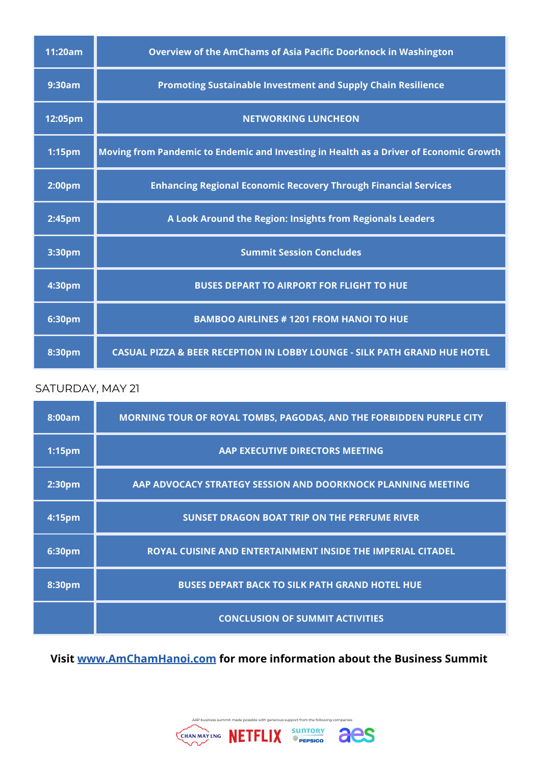| | |
|---|---|
| 11:20am | Overview of the AmChams of Asia Pacific Doorknock in Washington |
| 9:30am | Promoting Sustainable Investment and Supply Chain Resilience |
| 12:05pm | NETWORKING LUNCHEON |
| 1:15pm | Moving from Pandemic to Endemic and Investing in Health as a Driver of Economic Growth |
| 2:00pm | Enhancing Regional Economic Recovery Through Financial Services |
| 2:45pm | A Look Around the Region: Insights from Regionals Leaders |
| 3:30pm | Summit Session Concludes |
| 4:30pm | BUSES DEPART TO AIRPORT FOR FLIGHT TO HUE |
| 6:30pm | BAMBOO AIRLINES # 1201 FROM HANOI TO HUE |
| 8:30pm | CASUAL PIZZA & BEER RECEPTION IN LOBBY LOUNGE - SILK PATH GRAND HUE HOTEL |

SATURDAY, MAY 21

| | |
|---|---|
| 8:00am | MORNING TOUR OF ROYAL TOMBS, PAGODAS, AND THE FORBIDDEN PURPLE CITY |
| 1:15pm | AAP EXECUTIVE DIRECTORS MEETING |
| 2:30pm | AAP ADVOCACY STRATEGY SESSION AND DOORKNOCK PLANNING MEETING |
| 4:15pm | SUNSET DRAGON BOAT TRIP ON THE PERFUME RIVER |
| 6:30pm | ROYAL CUISINE AND ENTERTAINMENT INSIDE THE IMPERIAL CITADEL |
| 8:30pm | BUSES DEPART BACK TO SILK PATH GRAND HOTEL HUE |
| | CONCLUSION OF SUMMIT ACTIVITIES |

**Visit [www.AmChamHanoi.com](http://www.AmChamHanoi.com) for more information about the Business Summit**

AAP business summit made possible with generous support from the following companies

CHAN MAY LNG NETFLIX SUNTORY PEPSICO aes